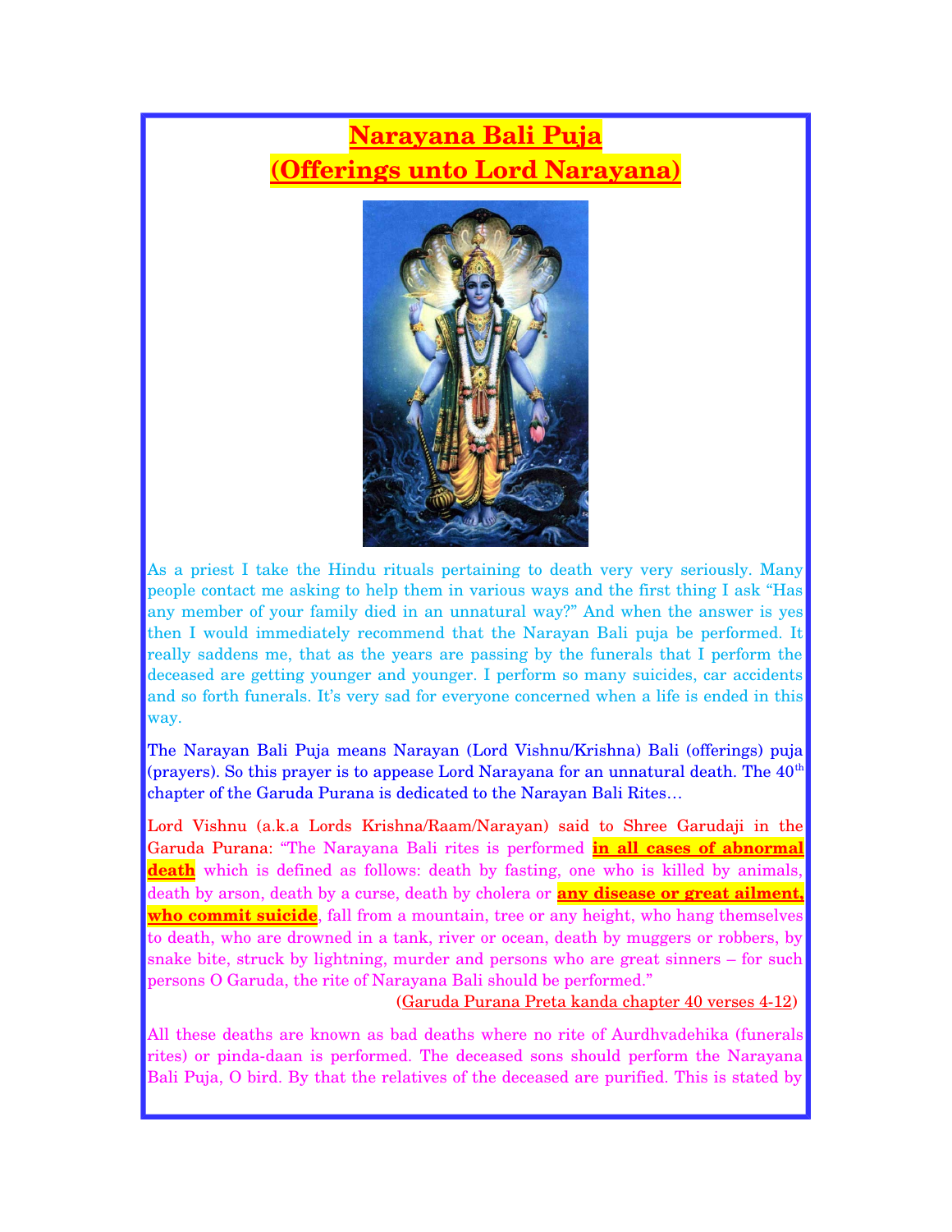# Narayana Bali Puja
# (Offerings unto Lord Narayana)

As a priest I take the Hindu rituals pertaining to death very very seriously. Many people contact me asking to help them in various ways and the first thing I ask "Has any member of your family died in an unnatural way?" And when the answer is yes then I would immediately recommend that the Narayan Bali puja be performed. It really saddens me, that as the years are passing by the funerals that I perform the deceased are getting younger and younger. I perform so many suicides, car accidents and so forth funerals. It's very sad for everyone concerned when a life is ended in this way.

The Narayan Bali Puja means Narayan (Lord Vishnu/Krishna) Bali (offerings) puja (prayers). So this prayer is to appease Lord Narayana for an unnatural death. The 40th chapter of the Garuda Purana is dedicated to the Narayan Bali Rites…

Lord Vishnu (a.k.a Lords Krishna/Raam/Narayan) said to Shree Garudaji in the Garuda Purana: "The Narayana Bali rites is performed **in all cases of abnormal death** which is defined as follows: death by fasting, one who is killed by animals, death by arson, death by a curse, death by cholera or **any disease or great ailment, who commit suicide**, fall from a mountain, tree or any height, who hang themselves to death, who are drowned in a tank, river or ocean, death by muggers or robbers, by snake bite, struck by lightning, murder and persons who are great sinners – for such persons O Garuda, the rite of Narayana Bali should be performed."

(Garuda Purana Preta kanda chapter 40 verses 4-12)

All these deaths are known as bad deaths where no rite of Aurdhvadehika (funerals rites) or pinda-daan is performed. The deceased sons should perform the Narayana Bali Puja, O bird. By that the relatives of the deceased are purified. This is stated by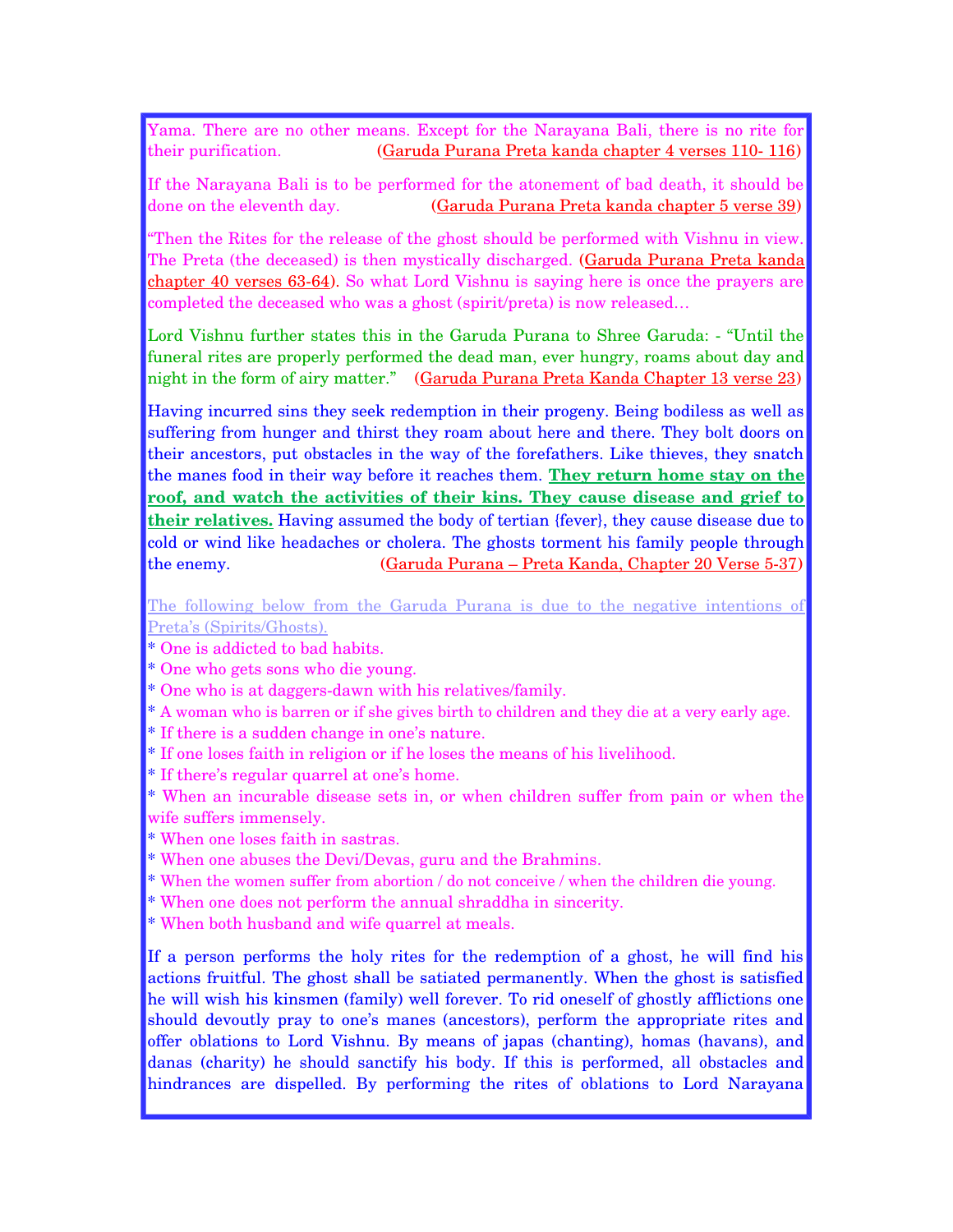Yama. There are no other means. Except for the Narayana Bali, there is no rite for their purification. (Garuda Purana Preta kanda chapter 4 verses 110- 116)

If the Narayana Bali is to be performed for the atonement of bad death, it should be done on the eleventh day. (Garuda Purana Preta kanda chapter 5 verse 39)

"Then the Rites for the release of the ghost should be performed with Vishnu in view. The Preta (the deceased) is then mystically discharged. (Garuda Purana Preta kanda chapter 40 verses 63-64). So what Lord Vishnu is saying here is once the prayers are completed the deceased who was a ghost (spirit/preta) is now released…

Lord Vishnu further states this in the Garuda Purana to Shree Garuda: - "Until the funeral rites are properly performed the dead man, ever hungry, roams about day and night in the form of airy matter." (Garuda Purana Preta Kanda Chapter 13 verse 23)

Having incurred sins they seek redemption in their progeny. Being bodiless as well as suffering from hunger and thirst they roam about here and there. They bolt doors on their ancestors, put obstacles in the way of the forefathers. Like thieves, they snatch the manes food in their way before it reaches them. **They return home stay on the roof, and watch the activities of their kins. They cause disease and grief to their relatives.** Having assumed the body of tertian {fever}, they cause disease due to cold or wind like headaches or cholera. The ghosts torment his family people through the enemy. (Garuda Purana – Preta Kanda, Chapter 20 Verse 5-37)

The following below from the Garuda Purana is due to the negative intentions of Preta's (Spirits/Ghosts).

* One is addicted to bad habits.
* One who gets sons who die young.
* One who is at daggers-dawn with his relatives/family.
* A woman who is barren or if she gives birth to children and they die at a very early age.
* If there is a sudden change in one's nature.
* If one loses faith in religion or if he loses the means of his livelihood.
* If there's regular quarrel at one's home.
* When an incurable disease sets in, or when children suffer from pain or when the wife suffers immensely.
* When one loses faith in sastras.
* When one abuses the Devi/Devas, guru and the Brahmins.
* When the women suffer from abortion / do not conceive / when the children die young.
* When one does not perform the annual shraddha in sincerity.
* When both husband and wife quarrel at meals.

If a person performs the holy rites for the redemption of a ghost, he will find his actions fruitful. The ghost shall be satiated permanently. When the ghost is satisfied he will wish his kinsmen (family) well forever. To rid oneself of ghostly afflictions one should devoutly pray to one's manes (ancestors), perform the appropriate rites and offer oblations to Lord Vishnu. By means of japas (chanting), homas (havans), and danas (charity) he should sanctify his body. If this is performed, all obstacles and hindrances are dispelled. By performing the rites of oblations to Lord Narayana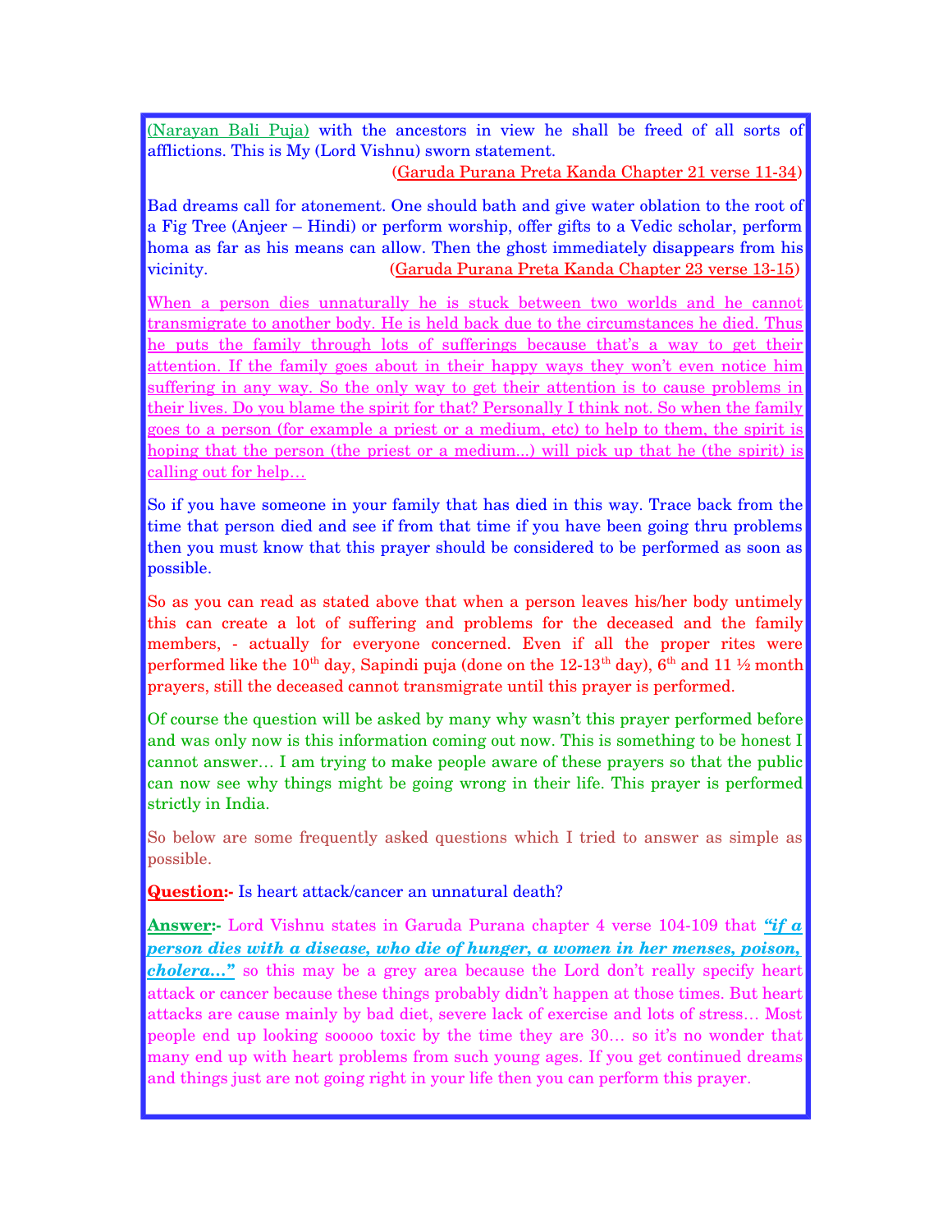(Narayan Bali Puja) with the ancestors in view he shall be freed of all sorts of afflictions. This is My (Lord Vishnu) sworn statement.

(Garuda Purana Preta Kanda Chapter 21 verse 11-34)

Bad dreams call for atonement. One should bath and give water oblation to the root of a Fig Tree (Anjeer – Hindi) or perform worship, offer gifts to a Vedic scholar, perform homa as far as his means can allow. Then the ghost immediately disappears from his vicinity. (Garuda Purana Preta Kanda Chapter 23 verse 13-15)

When a person dies unnaturally he is stuck between two worlds and he cannot transmigrate to another body. He is held back due to the circumstances he died. Thus he puts the family through lots of sufferings because that's a way to get their attention. If the family goes about in their happy ways they won't even notice him suffering in any way. So the only way to get their attention is to cause problems in their lives. Do you blame the spirit for that? Personally I think not. So when the family goes to a person (for example a priest or a medium, etc) to help to them, the spirit is hoping that the person (the priest or a medium...) will pick up that he (the spirit) is calling out for help…

So if you have someone in your family that has died in this way. Trace back from the time that person died and see if from that time if you have been going thru problems then you must know that this prayer should be considered to be performed as soon as possible.

So as you can read as stated above that when a person leaves his/her body untimely this can create a lot of suffering and problems for the deceased and the family members, - actually for everyone concerned. Even if all the proper rites were performed like the 10th day, Sapindi puja (done on the 12-13th day), 6th and 11 ½ month prayers, still the deceased cannot transmigrate until this prayer is performed.

Of course the question will be asked by many why wasn't this prayer performed before and was only now is this information coming out now. This is something to be honest I cannot answer… I am trying to make people aware of these prayers so that the public can now see why things might be going wrong in their life. This prayer is performed strictly in India.

So below are some frequently asked questions which I tried to answer as simple as possible.

**Question:-** Is heart attack/cancer an unnatural death?

**Answer:-** Lord Vishnu states in Garuda Purana chapter 4 verse 104-109 that ***"if a person dies with a disease, who die of hunger, a women in her menses, poison, cholera…"*** so this may be a grey area because the Lord don't really specify heart attack or cancer because these things probably didn't happen at those times. But heart attacks are cause mainly by bad diet, severe lack of exercise and lots of stress… Most people end up looking sooooo toxic by the time they are 30… so it's no wonder that many end up with heart problems from such young ages. If you get continued dreams and things just are not going right in your life then you can perform this prayer.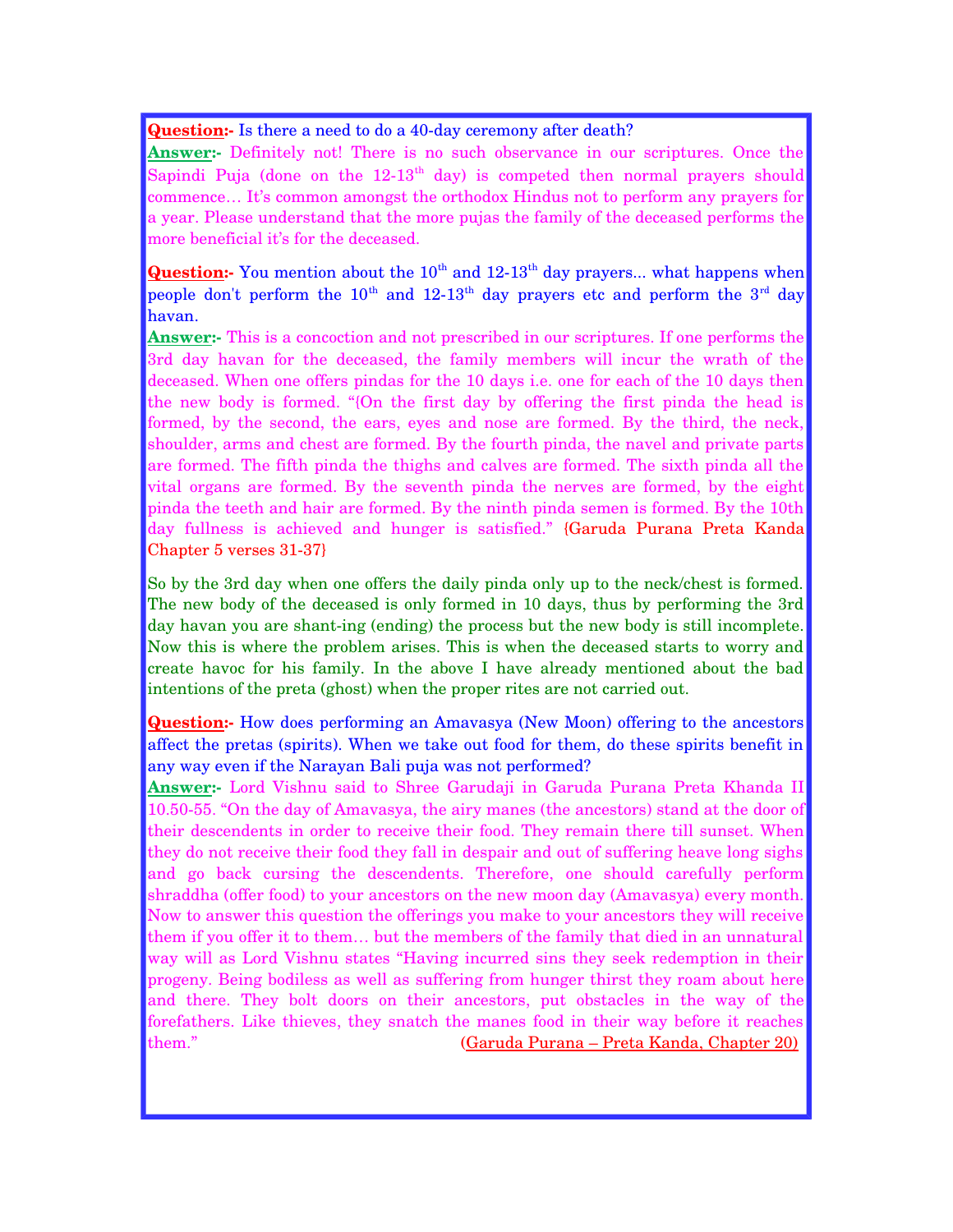**Question:-** Is there a need to do a 40-day ceremony after death?

**Answer:-** Definitely not! There is no such observance in our scriptures. Once the Sapindi Puja (done on the 12-13th day) is competed then normal prayers should commence… It's common amongst the orthodox Hindus not to perform any prayers for a year. Please understand that the more pujas the family of the deceased performs the more beneficial it's for the deceased.

**Question:-** You mention about the 10th and 12-13th day prayers... what happens when people don't perform the 10th and 12-13th day prayers etc and perform the 3rd day havan.

**Answer:-** This is a concoction and not prescribed in our scriptures. If one performs the 3rd day havan for the deceased, the family members will incur the wrath of the deceased. When one offers pindas for the 10 days i.e. one for each of the 10 days then the new body is formed. "{On the first day by offering the first pinda the head is formed, by the second, the ears, eyes and nose are formed. By the third, the neck, shoulder, arms and chest are formed. By the fourth pinda, the navel and private parts are formed. The fifth pinda the thighs and calves are formed. The sixth pinda all the vital organs are formed. By the seventh pinda the nerves are formed, by the eight pinda the teeth and hair are formed. By the ninth pinda semen is formed. By the 10th day fullness is achieved and hunger is satisfied." {Garuda Purana Preta Kanda Chapter 5 verses 31-37}

So by the 3rd day when one offers the daily pinda only up to the neck/chest is formed. The new body of the deceased is only formed in 10 days, thus by performing the 3rd day havan you are shant-ing (ending) the process but the new body is still incomplete. Now this is where the problem arises. This is when the deceased starts to worry and create havoc for his family. In the above I have already mentioned about the bad intentions of the preta (ghost) when the proper rites are not carried out.

**Question:-** How does performing an Amavasya (New Moon) offering to the ancestors affect the pretas (spirits). When we take out food for them, do these spirits benefit in any way even if the Narayan Bali puja was not performed?

**Answer:-** Lord Vishnu said to Shree Garudaji in Garuda Purana Preta Khanda II 10.50-55. "On the day of Amavasya, the airy manes (the ancestors) stand at the door of their descendents in order to receive their food. They remain there till sunset. When they do not receive their food they fall in despair and out of suffering heave long sighs and go back cursing the descendents. Therefore, one should carefully perform shraddha (offer food) to your ancestors on the new moon day (Amavasya) every month. Now to answer this question the offerings you make to your ancestors they will receive them if you offer it to them… but the members of the family that died in an unnatural way will as Lord Vishnu states "Having incurred sins they seek redemption in their progeny. Being bodiless as well as suffering from hunger thirst they roam about here and there. They bolt doors on their ancestors, put obstacles in the way of the forefathers. Like thieves, they snatch the manes food in their way before it reaches them." (Garuda Purana – Preta Kanda, Chapter 20)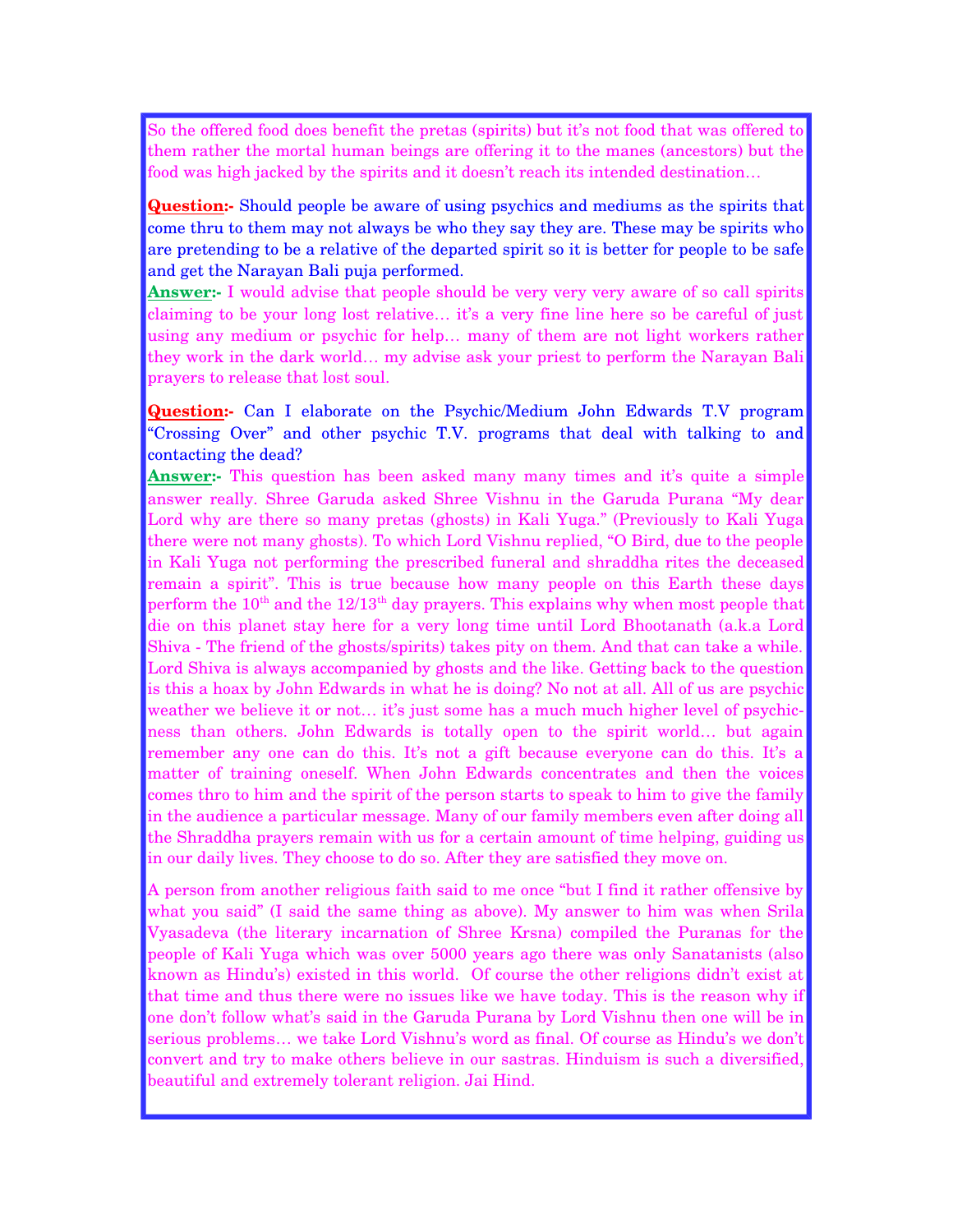So the offered food does benefit the pretas (spirits) but it's not food that was offered to them rather the mortal human beings are offering it to the manes (ancestors) but the food was high jacked by the spirits and it doesn't reach its intended destination…

**Question:-** Should people be aware of using psychics and mediums as the spirits that come thru to them may not always be who they say they are. These may be spirits who are pretending to be a relative of the departed spirit so it is better for people to be safe and get the Narayan Bali puja performed.

**Answer:-** I would advise that people should be very very very aware of so call spirits claiming to be your long lost relative… it's a very fine line here so be careful of just using any medium or psychic for help… many of them are not light workers rather they work in the dark world… my advise ask your priest to perform the Narayan Bali prayers to release that lost soul.

**Question:-** Can I elaborate on the Psychic/Medium John Edwards T.V program "Crossing Over" and other psychic T.V. programs that deal with talking to and contacting the dead?

**Answer:-** This question has been asked many many times and it's quite a simple answer really. Shree Garuda asked Shree Vishnu in the Garuda Purana "My dear Lord why are there so many pretas (ghosts) in Kali Yuga." (Previously to Kali Yuga there were not many ghosts). To which Lord Vishnu replied, "O Bird, due to the people in Kali Yuga not performing the prescribed funeral and shraddha rites the deceased remain a spirit". This is true because how many people on this Earth these days perform the 10th and the 12/13th day prayers. This explains why when most people that die on this planet stay here for a very long time until Lord Bhootanath (a.k.a Lord Shiva - The friend of the ghosts/spirits) takes pity on them. And that can take a while. Lord Shiva is always accompanied by ghosts and the like. Getting back to the question is this a hoax by John Edwards in what he is doing? No not at all. All of us are psychic weather we believe it or not… it's just some has a much much higher level of psychic-ness than others. John Edwards is totally open to the spirit world… but again remember any one can do this. It's not a gift because everyone can do this. It's a matter of training oneself. When John Edwards concentrates and then the voices comes thro to him and the spirit of the person starts to speak to him to give the family in the audience a particular message. Many of our family members even after doing all the Shraddha prayers remain with us for a certain amount of time helping, guiding us in our daily lives. They choose to do so. After they are satisfied they move on.

A person from another religious faith said to me once "but I find it rather offensive by what you said" (I said the same thing as above). My answer to him was when Srila Vyasadeva (the literary incarnation of Shree Krsna) compiled the Puranas for the people of Kali Yuga which was over 5000 years ago there was only Sanatanists (also known as Hindu's) existed in this world. Of course the other religions didn't exist at that time and thus there were no issues like we have today. This is the reason why if one don't follow what's said in the Garuda Purana by Lord Vishnu then one will be in serious problems… we take Lord Vishnu's word as final. Of course as Hindu's we don't convert and try to make others believe in our sastras. Hinduism is such a diversified, beautiful and extremely tolerant religion. Jai Hind.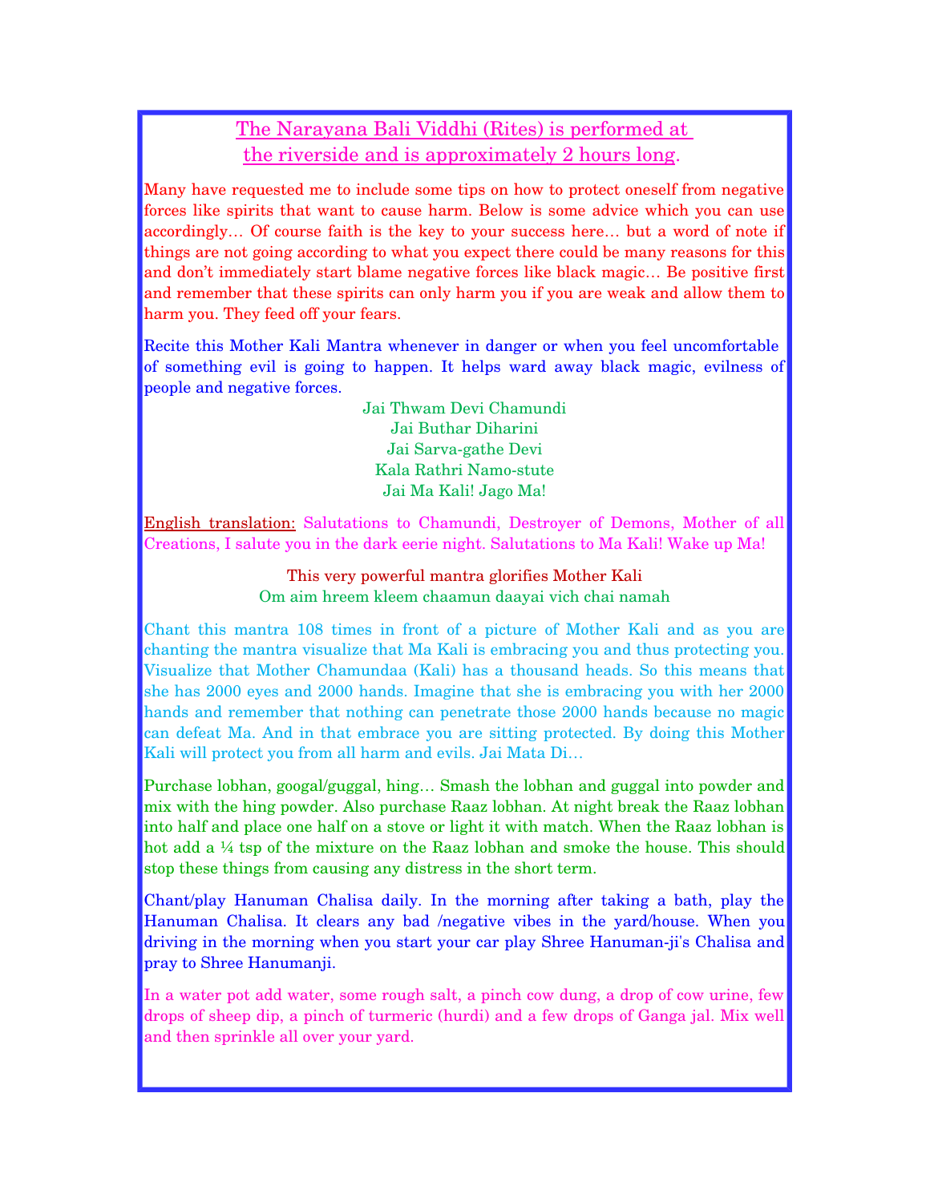The Narayana Bali Viddhi (Rites) is performed at the riverside and is approximately 2 hours long.

Many have requested me to include some tips on how to protect oneself from negative forces like spirits that want to cause harm. Below is some advice which you can use accordingly… Of course faith is the key to your success here… but a word of note if things are not going according to what you expect there could be many reasons for this and don't immediately start blame negative forces like black magic… Be positive first and remember that these spirits can only harm you if you are weak and allow them to harm you. They feed off your fears.

Recite this Mother Kali Mantra whenever in danger or when you feel uncomfortable of something evil is going to happen. It helps ward away black magic, evilness of people and negative forces.

Jai Thwam Devi Chamundi
Jai Buthar Diharini
Jai Sarva-gathe Devi
Kala Rathri Namo-stute
Jai Ma Kali! Jago Ma!

English translation: Salutations to Chamundi, Destroyer of Demons, Mother of all Creations, I salute you in the dark eerie night. Salutations to Ma Kali! Wake up Ma!

This very powerful mantra glorifies Mother Kali
Om aim hreem kleem chaamun daayai vich chai namah

Chant this mantra 108 times in front of a picture of Mother Kali and as you are chanting the mantra visualize that Ma Kali is embracing you and thus protecting you. Visualize that Mother Chamundaa (Kali) has a thousand heads. So this means that she has 2000 eyes and 2000 hands. Imagine that she is embracing you with her 2000 hands and remember that nothing can penetrate those 2000 hands because no magic can defeat Ma. And in that embrace you are sitting protected. By doing this Mother Kali will protect you from all harm and evils. Jai Mata Di…

Purchase lobhan, googal/guggal, hing… Smash the lobhan and guggal into powder and mix with the hing powder. Also purchase Raaz lobhan. At night break the Raaz lobhan into half and place one half on a stove or light it with match. When the Raaz lobhan is hot add a ¼ tsp of the mixture on the Raaz lobhan and smoke the house. This should stop these things from causing any distress in the short term.

Chant/play Hanuman Chalisa daily. In the morning after taking a bath, play the Hanuman Chalisa. It clears any bad /negative vibes in the yard/house. When you driving in the morning when you start your car play Shree Hanuman-ji's Chalisa and pray to Shree Hanumanji.

In a water pot add water, some rough salt, a pinch cow dung, a drop of cow urine, few drops of sheep dip, a pinch of turmeric (hurdi) and a few drops of Ganga jal. Mix well and then sprinkle all over your yard.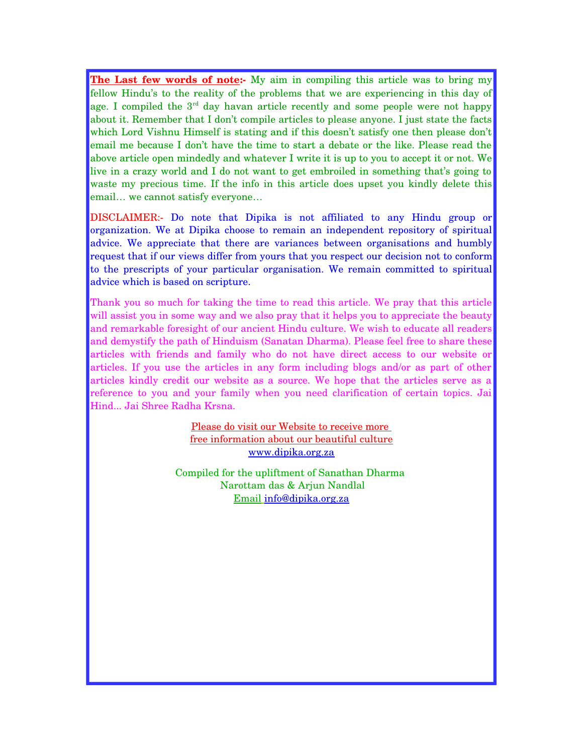**The Last few words of note:-** My aim in compiling this article was to bring my fellow Hindu's to the reality of the problems that we are experiencing in this day of age. I compiled the 3rd day havan article recently and some people were not happy about it. Remember that I don't compile articles to please anyone. I just state the facts which Lord Vishnu Himself is stating and if this doesn't satisfy one then please don't email me because I don't have the time to start a debate or the like. Please read the above article open mindedly and whatever I write it is up to you to accept it or not. We live in a crazy world and I do not want to get embroiled in something that's going to waste my precious time. If the info in this article does upset you kindly delete this email… we cannot satisfy everyone…

DISCLAIMER:- Do note that Dipika is not affiliated to any Hindu group or organization. We at Dipika choose to remain an independent repository of spiritual advice. We appreciate that there are variances between organisations and humbly request that if our views differ from yours that you respect our decision not to conform to the prescripts of your particular organisation. We remain committed to spiritual advice which is based on scripture.

Thank you so much for taking the time to read this article. We pray that this article will assist you in some way and we also pray that it helps you to appreciate the beauty and remarkable foresight of our ancient Hindu culture. We wish to educate all readers and demystify the path of Hinduism (Sanatan Dharma). Please feel free to share these articles with friends and family who do not have direct access to our website or articles. If you use the articles in any form including blogs and/or as part of other articles kindly credit our website as a source. We hope that the articles serve as a reference to you and your family when you need clarification of certain topics. Jai Hind... Jai Shree Radha Krsna.

Please do visit our Website to receive more free information about our beautiful culture
www.dipika.org.za

Compiled for the upliftment of Sanathan Dharma
Narottam das & Arjun Nandlal
Email info@dipika.org.za